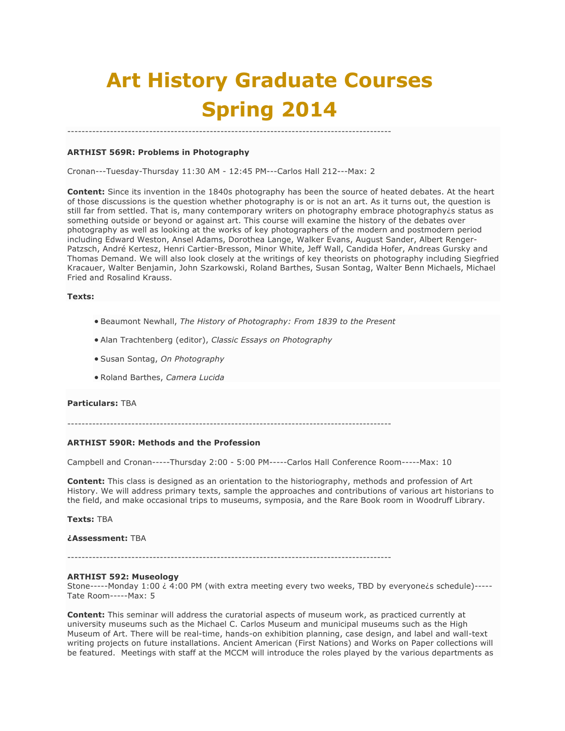# Art History Graduate Courses Spring 2014

------------------------------------------------------------------------------------------

**ARTHIST 569R: Problems in Photography**

Cronan---Tuesday-Thursday 11:30 AM - 12:45 PM---Carlos Hall 212---Max: 2

**Content:** Since its invention in the 1840s photography has been the source of heated debates. At the heart of those discussions is the question whether photography is or is not an art. As it turns out, the question is still far from settled. That is, many contemporary writers on photography embrace photography¿s status as something outside or beyond or against art. This course will examine the history of the debates over photography as well as looking at the works of key photographers of the modern and postmodern period including Edward Weston, Ansel Adams, Dorothea Lange, Walker Evans, August Sander, Albert Renger-Patzsch, André Kertesz, Henri Cartier-Bresson, Minor White, Jeff Wall, Candida Hofer, Andreas Gursky and Thomas Demand. We will also look closely at the writings of key theorists on photography including Siegfried Kracauer, Walter Benjamin, John Szarkowski, Roland Barthes, Susan Sontag, Walter Benn Michaels, Michael Fried and Rosalind Krauss.

**Texts:**

- Beaumont Newhall, *The History of Photography: From 1839 to the Present*
- Alan Trachtenberg (editor), *Classic Essays on Photography*
- Susan Sontag, *On Photography*
- Roland Barthes, *Camera Lucida*

**Particulars:** TBA

------------------------------------------------------------------------------------------

**ARTHIST 590R: Methods and the Profession**

Campbell and Cronan-----Thursday 2:00 - 5:00 PM-----Carlos Hall Conference Room-----Max: 10

**Content:** This class is designed as an orientation to the historiography, methods and profession of Art History. We will address primary texts, sample the approaches and contributions of various art historians to the field, and make occasional trips to museums, symposia, and the Rare Book room in Woodruff Library.

**Texts:** TBA

**¿Assessment:** TBA

------------------------------------------------------------------------------------------

**ARTHIST 592: Museology**

Stone-----Monday 1:00 ¿ 4:00 PM (with extra meeting every two weeks, TBD by everyone¿s schedule)-----Tate Room-----Max: 5

**Content:** This seminar will address the curatorial aspects of museum work, as practiced currently at university museums such as the Michael C. Carlos Museum and municipal museums such as the High Museum of Art. There will be real-time, hands-on exhibition planning, case design, and label and wall-text writing projects on future installations. Ancient American (First Nations) and Works on Paper collections will be featured. Meetings with staff at the MCCM will introduce the roles played by the various departments as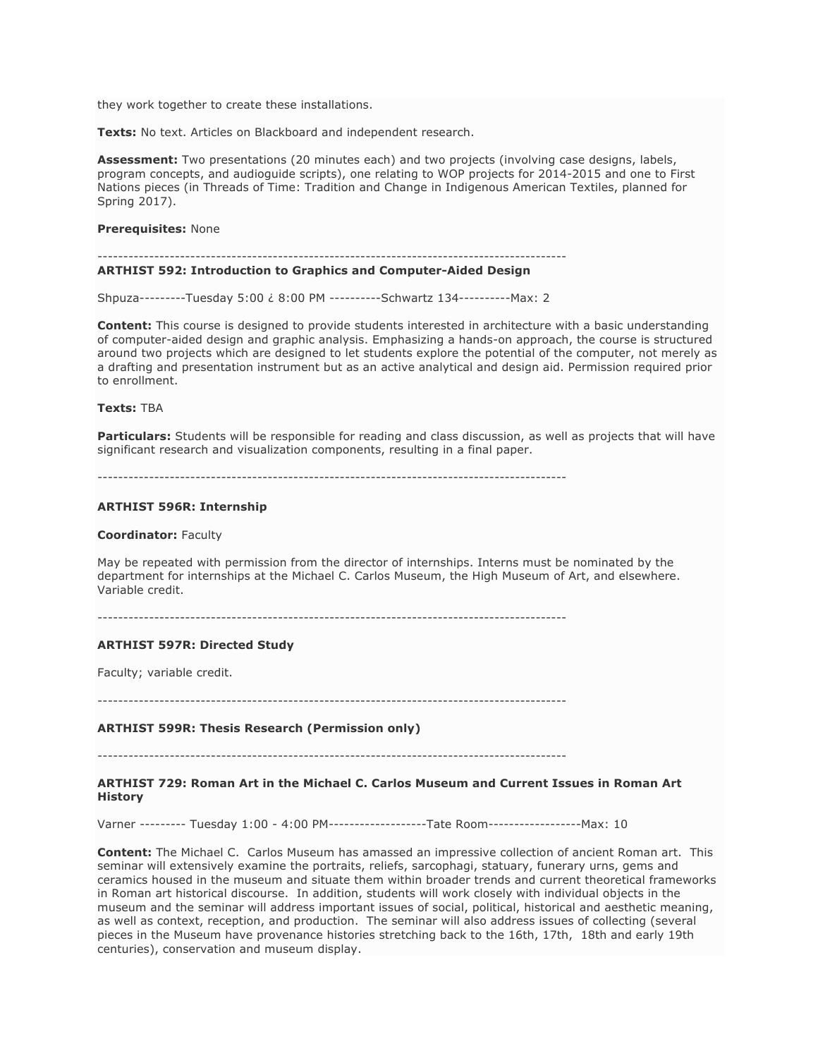they work together to create these installations.

**Texts:** No text. Articles on Blackboard and independent research.

**Assessment:** Two presentations (20 minutes each) and two projects (involving case designs, labels, program concepts, and audioguide scripts), one relating to WOP projects for 2014-2015 and one to First Nations pieces (in Threads of Time: Tradition and Change in Indigenous American Textiles, planned for Spring 2017).

**Prerequisites:** None

------------------------------------------------------------------------------------------

**ARTHIST 592: Introduction to Graphics and Computer-Aided Design**

Shpuza---------Tuesday 5:00 ¿ 8:00 PM ----------Schwartz 134----------Max: 2

**Content:** This course is designed to provide students interested in architecture with a basic understanding of computer-aided design and graphic analysis. Emphasizing a hands-on approach, the course is structured around two projects which are designed to let students explore the potential of the computer, not merely as a drafting and presentation instrument but as an active analytical and design aid. Permission required prior to enrollment.

**Texts:** TBA

**Particulars:** Students will be responsible for reading and class discussion, as well as projects that will have significant research and visualization components, resulting in a final paper.

------------------------------------------------------------------------------------------

**ARTHIST 596R: Internship**

**Coordinator:** Faculty

May be repeated with permission from the director of internships. Interns must be nominated by the department for internships at the Michael C. Carlos Museum, the High Museum of Art, and elsewhere. Variable credit.

------------------------------------------------------------------------------------------

**ARTHIST 597R: Directed Study**

Faculty; variable credit.

------------------------------------------------------------------------------------------

**ARTHIST 599R: Thesis Research (Permission only)**

------------------------------------------------------------------------------------------

**ARTHIST 729: Roman Art in the Michael C. Carlos Museum and Current Issues in Roman Art History**

Varner --------- Tuesday 1:00 - 4:00 PM-------------------Tate Room------------------Max: 10

**Content:** The Michael C. Carlos Museum has amassed an impressive collection of ancient Roman art. This seminar will extensively examine the portraits, reliefs, sarcophagi, statuary, funerary urns, gems and ceramics housed in the museum and situate them within broader trends and current theoretical frameworks in Roman art historical discourse. In addition, students will work closely with individual objects in the museum and the seminar will address important issues of social, political, historical and aesthetic meaning, as well as context, reception, and production. The seminar will also address issues of collecting (several pieces in the Museum have provenance histories stretching back to the 16th, 17th, 18th and early 19th centuries), conservation and museum display.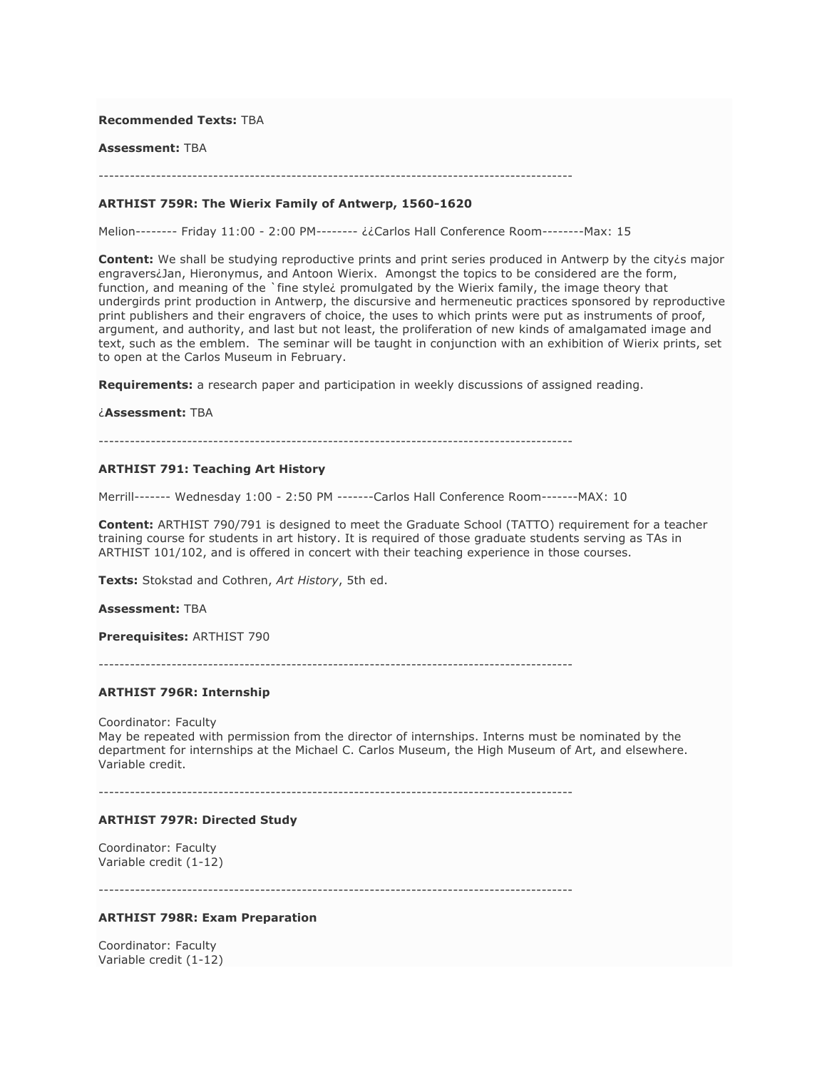**Recommended Texts:** TBA

**Assessment:** TBA

------------------------------------------------------------------------------------------

### ARTHIST 759R: The Wierix Family of Antwerp, 1560-1620

Melion-------- Friday 11:00 - 2:00 PM-------- ¿¿Carlos Hall Conference Room--------Max: 15

**Content:** We shall be studying reproductive prints and print series produced in Antwerp by the city¿s major engravers¿Jan, Hieronymus, and Antoon Wierix. Amongst the topics to be considered are the form, function, and meaning of the `fine style¿ promulgated by the Wierix family, the image theory that undergirds print production in Antwerp, the discursive and hermeneutic practices sponsored by reproductive print publishers and their engravers of choice, the uses to which prints were put as instruments of proof, argument, and authority, and last but not least, the proliferation of new kinds of amalgamated image and text, such as the emblem. The seminar will be taught in conjunction with an exhibition of Wierix prints, set to open at the Carlos Museum in February.

**Requirements:** a research paper and participation in weekly discussions of assigned reading.

¿**Assessment:** TBA

------------------------------------------------------------------------------------------

### ARTHIST 791: Teaching Art History

Merrill------- Wednesday 1:00 - 2:50 PM -------Carlos Hall Conference Room-------MAX: 10

**Content:** ARTHIST 790/791 is designed to meet the Graduate School (TATTO) requirement for a teacher training course for students in art history. It is required of those graduate students serving as TAs in ARTHIST 101/102, and is offered in concert with their teaching experience in those courses.

**Texts:** Stokstad and Cothren, *Art History*, 5th ed.

**Assessment:** TBA

**Prerequisites:** ARTHIST 790

------------------------------------------------------------------------------------------

### ARTHIST 796R: Internship

Coordinator: Faculty
May be repeated with permission from the director of internships. Interns must be nominated by the department for internships at the Michael C. Carlos Museum, the High Museum of Art, and elsewhere. Variable credit.

------------------------------------------------------------------------------------------

### ARTHIST 797R: Directed Study

Coordinator: Faculty
Variable credit (1-12)

------------------------------------------------------------------------------------------

### ARTHIST 798R: Exam Preparation

Coordinator: Faculty
Variable credit (1-12)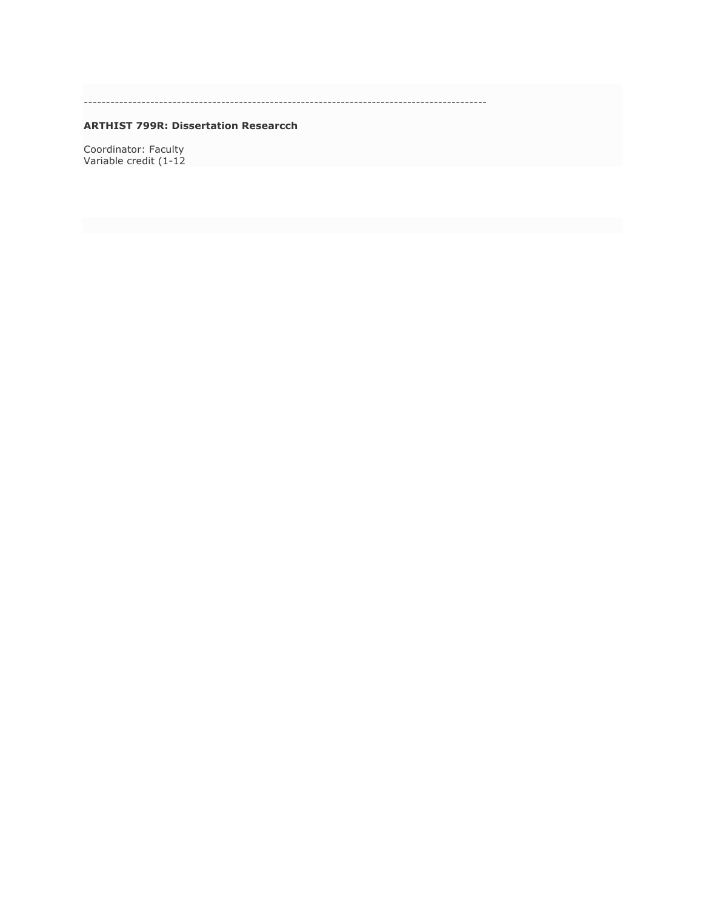--------------------------------------------------------------------------------------------

**ARTHIST 799R: Dissertation Researcch**

Coordinator: Faculty
Variable credit (1-12